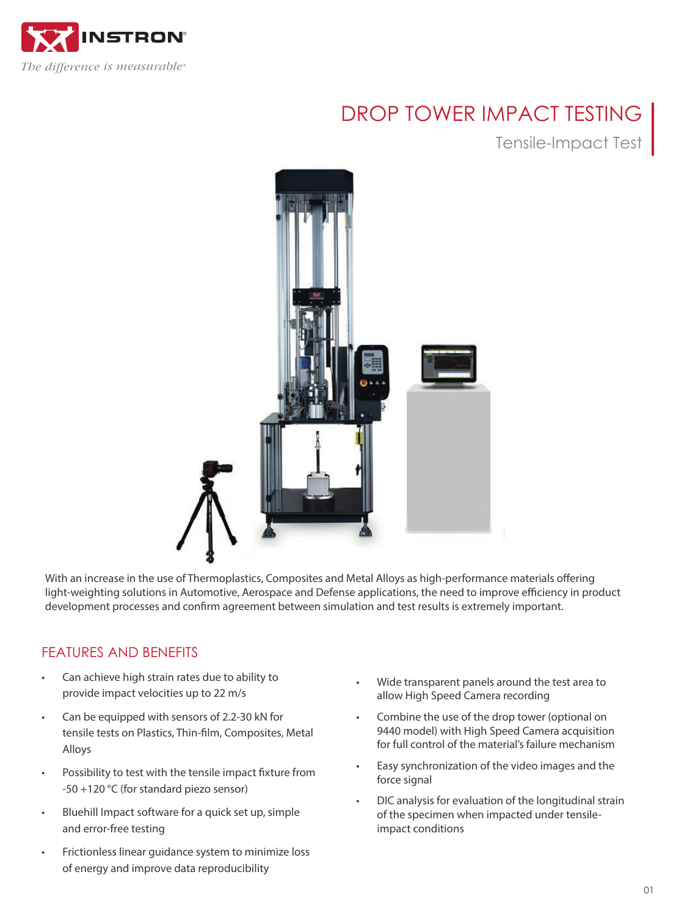# DROP TOWER IMPACT TESTING

## Tensile-Impact Test

With an increase in the use of Thermoplastics, Composites and Metal Alloys as high-performance materials offering light-weighting solutions in Automotive, Aerospace and Defense applications, the need to improve efficiency in product development processes and confirm agreement between simulation and test results is extremely important.

## FEATURES AND BENEFITS

- Can achieve high strain rates due to ability to provide impact velocities up to 22 m/s
- Can be equipped with sensors of 2.2-30 kN for tensile tests on Plastics, Thin-film, Composites, Metal Alloys
- Possibility to test with the tensile impact fixture from -50 +120 °C (for standard piezo sensor)
- Bluehill Impact software for a quick set up, simple and error-free testing
- Frictionless linear guidance system to minimize loss of energy and improve data reproducibility
- Wide transparent panels around the test area to allow High Speed Camera recording
- Combine the use of the drop tower (optional on 9440 model) with High Speed Camera acquisition for full control of the material's failure mechanism
- Easy synchronization of the video images and the force signal
- DIC analysis for evaluation of the longitudinal strain of the specimen when impacted under tensile-impact conditions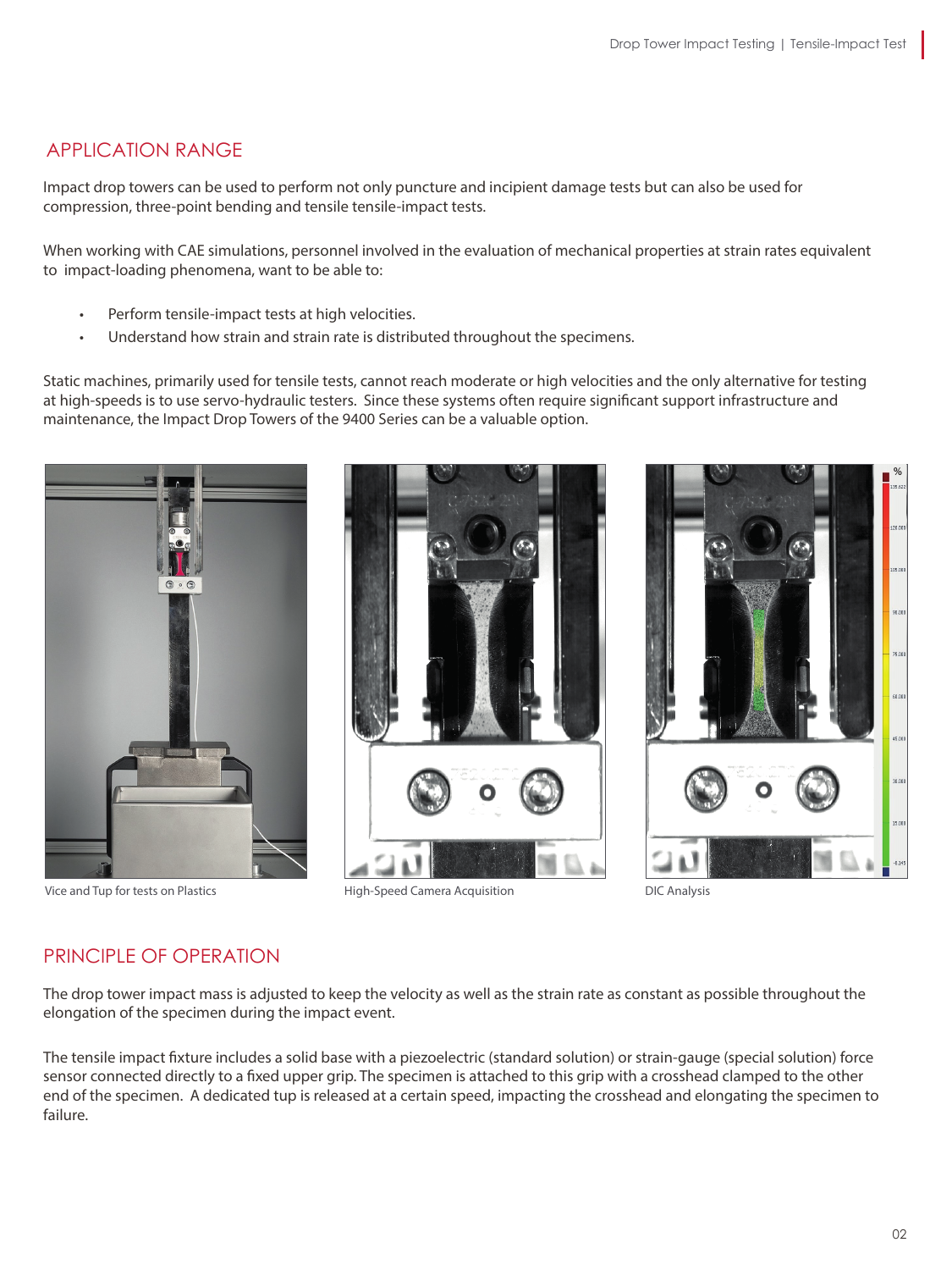## APPLICATION RANGE

Impact drop towers can be used to perform not only puncture and incipient damage tests but can also be used for compression, three-point bending and tensile tensile-impact tests.

When working with CAE simulations, personnel involved in the evaluation of mechanical properties at strain rates equivalent to impact-loading phenomena, want to be able to:

- Perform tensile-impact tests at high velocities.
- Understand how strain and strain rate is distributed throughout the specimens.

Static machines, primarily used for tensile tests, cannot reach moderate or high velocities and the only alternative for testing at high-speeds is to use servo-hydraulic testers. Since these systems often require significant support infrastructure and maintenance, the Impact Drop Towers of the 9400 Series can be a valuable option.

Vice and Tup for tests on Plastics

High-Speed Camera Acquisition

DIC Analysis

## PRINCIPLE OF OPERATION

The drop tower impact mass is adjusted to keep the velocity as well as the strain rate as constant as possible throughout the elongation of the specimen during the impact event.

The tensile impact fixture includes a solid base with a piezoelectric (standard solution) or strain-gauge (special solution) force sensor connected directly to a fixed upper grip. The specimen is attached to this grip with a crosshead clamped to the other end of the specimen. A dedicated tup is released at a certain speed, impacting the crosshead and elongating the specimen to failure.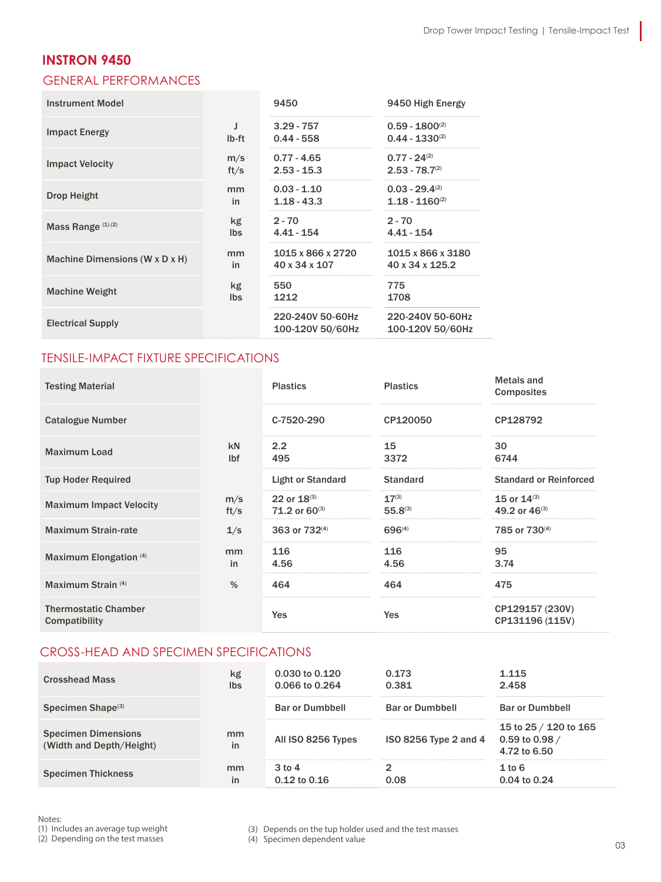# INSTRON 9450

## GENERAL PERFORMANCES

| Instrument Model | | 9450 | 9450 High Energy |
|---|---|---|---|
| Impact Energy | J<br>lb-ft | 3.29 - 757<br>0.44 - 558 | 0.59 - 1800[2]<br>0.44 - 1330[2] |
| Impact Velocity | m/s<br>ft/s | 0.77 - 4.65<br>2.53 - 15.3 | 0.77 - 24[2]<br>2.53 - 78.7[2] |
| Drop Height | mm<br>in | 0.03 - 1.10<br>1.18 - 43.3 | 0.03 - 29.4[2]<br>1.18 - 1160[2] |
| Mass Range [1][2] | kg<br>lbs | 2 - 70<br>4.41 - 154 | 2 - 70<br>4.41 - 154 |
| Machine Dimensions (W x D x H) | mm<br>in | 1015 x 866 x 2720<br>40 x 34 x 107 | 1015 x 866 x 3180<br>40 x 34 x 125.2 |
| Machine Weight | kg<br>lbs | 550<br>1212 | 775<br>1708 |
| Electrical Supply | | 220-240V 50-60Hz<br>100-120V 50/60Hz | 220-240V 50-60Hz<br>100-120V 50/60Hz |

## TENSILE-IMPACT FIXTURE SPECIFICATIONS

| Testing Material | | Plastics | Plastics | Metals and Composites |
|---|---|---|---|---|
| Catalogue Number | | C-7520-290 | CP120050 | CP128792 |
| Maximum Load | kN<br>lbf | 2.2<br>495 | 15<br>3372 | 30<br>6744 |
| Tup Hoder Required | | Light or Standard | Standard | Standard or Reinforced |
| Maximum Impact Velocity | m/s<br>ft/s | 22 or 18[3]<br>71.2 or 60[3] | 17[3]<br>55.8[3] | 15 or 14[3]<br>49.2 or 46[3] |
| Maximum Strain-rate | 1/s | 363 or 732[4] | 696[4] | 785 or 730[4] |
| Maximum Elongation [4] | mm<br>in | 116<br>4.56 | 116<br>4.56 | 95<br>3.74 |
| Maximum Strain [4] | % | 464 | 464 | 475 |
| Thermostatic Chamber Compatibility | | Yes | Yes | CP129157 (230V)<br>CP131196 (115V) |

## CROSS-HEAD AND SPECIMEN SPECIFICATIONS

| Crosshead Mass | kg<br>lbs | 0.030 to 0.120<br>0.066 to 0.264 | 0.173<br>0.381 | 1.115<br>2.458 |
|---|---|---|---|---|
| Specimen Shape[3] | | Bar or Dumbbell | Bar or Dumbbell | Bar or Dumbbell |
| Specimen Dimensions (Width and Depth/Height) | mm<br>in | All ISO 8256 Types | ISO 8256 Type 2 and 4 | 15 to 25 / 120 to 165<br>0.59 to 0.98 / 4.72 to 6.50 |
| Specimen Thickness | mm<br>in | 3 to 4<br>0.12 to 0.16 | 2<br>0.08 | 1 to 6<br>0.04 to 0.24 |

Notes:
(1) Includes an average tup weight
(2) Depending on the test masses
(3) Depends on the tup holder used and the test masses
(4) Specimen dependent value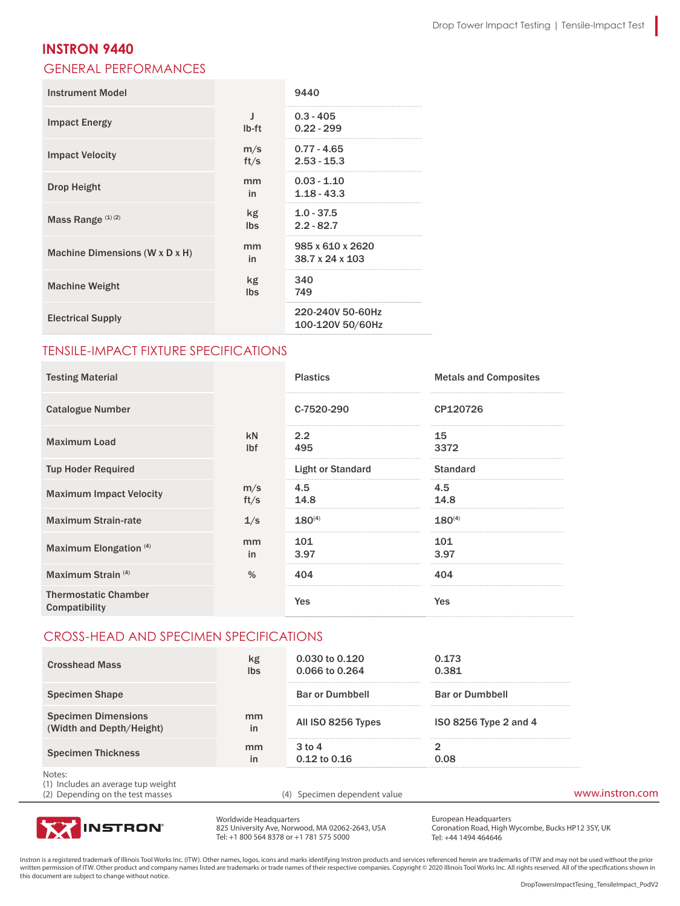# INSTRON 9440

## GENERAL PERFORMANCES

| | | |
|---|---|---|
| Instrument Model | | 9440 |
| Impact Energy | J<br>lb-ft | 0.3 - 405<br>0.22 - 299 |
| Impact Velocity | m/s<br>ft/s | 0.77 - 4.65<br>2.53 - 15.3 |
| Drop Height | mm<br>in | 0.03 - 1.10<br>1.18 - 43.3 |
| Mass Range (1) (2) | kg<br>lbs | 1.0 - 37.5<br>2.2 - 82.7 |
| Machine Dimensions (W x D x H) | mm<br>in | 985 x 610 x 2620<br>38.7 x 24 x 103 |
| Machine Weight | kg<br>lbs | 340<br>749 |
| Electrical Supply | | 220-240V 50-60Hz<br>100-120V 50/60Hz |

## TENSILE-IMPACT FIXTURE SPECIFICATIONS

| | | | |
|---|---|---|---|
| Testing Material | | Plastics | Metals and Composites |
| Catalogue Number | | C-7520-290 | CP120726 |
| Maximum Load | kN<br>lbf | 2.2<br>495 | 15<br>3372 |
| Tup Hoder Required | | Light or Standard | Standard |
| Maximum Impact Velocity | m/s<br>ft/s | 4.5<br>14.8 | 4.5<br>14.8 |
| Maximum Strain-rate | 1/s | 180(4) | 180(4) |
| Maximum Elongation (4) | mm<br>in | 101<br>3.97 | 101<br>3.97 |
| Maximum Strain (4) | % | 404 | 404 |
| Thermostatic Chamber Compatibility | | Yes | Yes |

## CROSS-HEAD AND SPECIMEN SPECIFICATIONS

| | | | |
|---|---|---|---|
| Crosshead Mass | kg<br>lbs | 0.030 to 0.120<br>0.066 to 0.264 | 0.173<br>0.381 |
| Specimen Shape | | Bar or Dumbbell | Bar or Dumbbell |
| Specimen Dimensions (Width and Depth/Height) | mm<br>in | All ISO 8256 Types | ISO 8256 Type 2 and 4 |
| Specimen Thickness | mm<br>in | 3 to 4<br>0.12 to 0.16 | 2<br>0.08 |

Notes:
(1) Includes an average tup weight
(2) Depending on the test masses
(4) Specimen dependent value

www.instron.com

INSTRON®

Worldwide Headquarters
825 University Ave, Norwood, MA 02062-2643, USA
Tel: +1 800 564 8378 or +1 781 575 5000

European Headquarters
Coronation Road, High Wycombe, Bucks HP12 3SY, UK
Tel: +44 1494 464646

Instron is a registered trademark of Illinois Tool Works Inc. (ITW). Other names, logos, icons and marks identifying Instron products and services referenced herein are trademarks of ITW and may not be used without the prior written permission of ITW. Other product and company names listed are trademarks or trade names of their respective companies. Copyright © 2020 Illinois Tool Works Inc. All rights reserved. All of the specifications shown in this document are subject to change without notice.

DropTowersImpactTesing_TensileImpact_PodV2